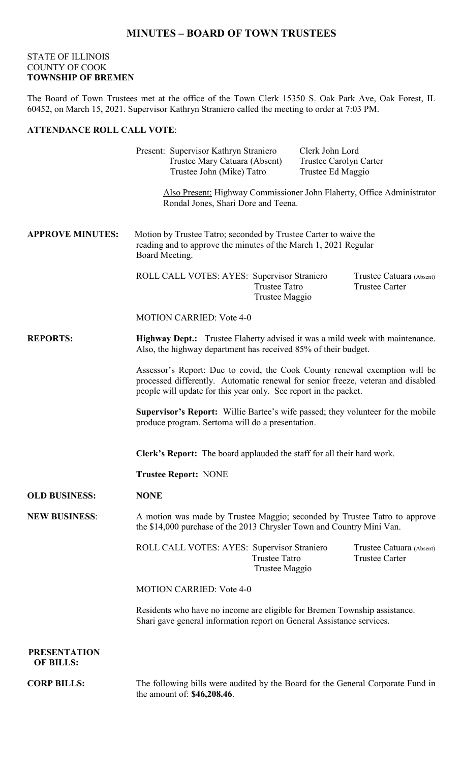# MINUTES – BOARD OF TOWN TRUSTEES

STATE OF ILLINOIS
COUNTY OF COOK
**TOWNSHIP OF BREMEN**

The Board of Town Trustees met at the office of the Town Clerk 15350 S. Oak Park Ave, Oak Forest, IL 60452, on March 15, 2021. Supervisor Kathryn Straniero called the meeting to order at 7:03 PM.

**ATTENDANCE ROLL CALL VOTE**:

Present: Supervisor Kathryn Straniero — Clerk John Lord
Trustee Mary Catuara (Absent) — Trustee Carolyn Carter
Trustee John (Mike) Tatro — Trustee Ed Maggio

Also Present: Highway Commissioner John Flaherty, Office Administrator Rondal Jones, Shari Dore and Teena.

**APPROVE MINUTES:** Motion by Trustee Tatro; seconded by Trustee Carter to waive the reading and to approve the minutes of the March 1, 2021 Regular Board Meeting.

ROLL CALL VOTES: AYES: Supervisor Straniero, Trustee Catuara (Absent), Trustee Tatro, Trustee Carter, Trustee Maggio

MOTION CARRIED: Vote 4-0

**REPORTS:**

**Highway Dept.:** Trustee Flaherty advised it was a mild week with maintenance. Also, the highway department has received 85% of their budget.

Assessor's Report: Due to covid, the Cook County renewal exemption will be processed differently. Automatic renewal for senior freeze, veteran and disabled people will update for this year only. See report in the packet.

**Supervisor's Report:** Willie Bartee's wife passed; they volunteer for the mobile produce program. Sertoma will do a presentation.

**Clerk's Report:** The board applauded the staff for all their hard work.

**Trustee Report:** NONE

**OLD BUSINESS:** **NONE**

**NEW BUSINESS**: A motion was made by Trustee Maggio; seconded by Trustee Tatro to approve the $14,000 purchase of the 2013 Chrysler Town and Country Mini Van.

ROLL CALL VOTES: AYES: Supervisor Straniero, Trustee Catuara (Absent), Trustee Tatro, Trustee Carter, Trustee Maggio

MOTION CARRIED: Vote 4-0

Residents who have no income are eligible for Bremen Township assistance. Shari gave general information report on General Assistance services.

**PRESENTATION OF BILLS:**

**CORP BILLS:** The following bills were audited by the Board for the General Corporate Fund in the amount of: **$46,208.46**.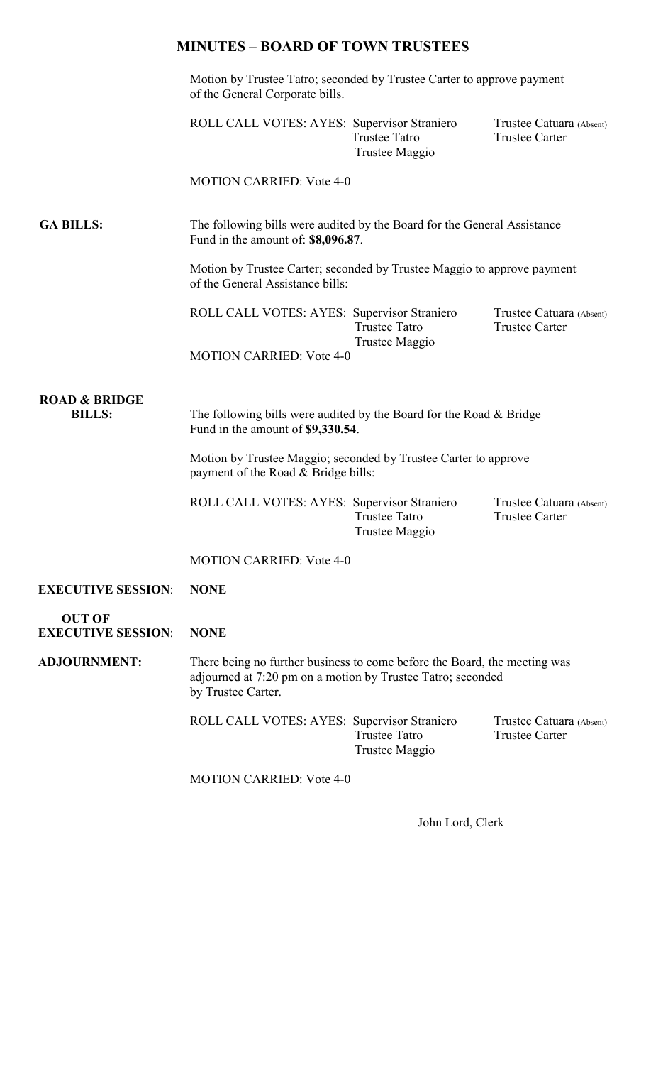# MINUTES – BOARD OF TOWN TRUSTEES

Motion by Trustee Tatro; seconded by Trustee Carter to approve payment of the General Corporate bills.

ROLL CALL VOTES: AYES: Supervisor Straniero, Trustee Tatro, Trustee Maggio, Trustee Catuara (Absent), Trustee Carter

MOTION CARRIED: Vote 4-0

**GA BILLS:**

The following bills were audited by the Board for the General Assistance Fund in the amount of: **$8,096.87**.

Motion by Trustee Carter; seconded by Trustee Maggio to approve payment of the General Assistance bills:

ROLL CALL VOTES: AYES: Supervisor Straniero, Trustee Tatro, Trustee Maggio, Trustee Catuara (Absent), Trustee Carter

MOTION CARRIED: Vote 4-0

**ROAD & BRIDGE BILLS:**

The following bills were audited by the Board for the Road & Bridge Fund in the amount of **$9,330.54**.

Motion by Trustee Maggio; seconded by Trustee Carter to approve payment of the Road & Bridge bills:

ROLL CALL VOTES: AYES: Supervisor Straniero, Trustee Tatro, Trustee Maggio, Trustee Catuara (Absent), Trustee Carter

MOTION CARRIED: Vote 4-0

**EXECUTIVE SESSION**: **NONE**

**OUT OF EXECUTIVE SESSION**: **NONE**

**ADJOURNMENT:**

There being no further business to come before the Board, the meeting was adjourned at 7:20 pm on a motion by Trustee Tatro; seconded by Trustee Carter.

ROLL CALL VOTES: AYES: Supervisor Straniero, Trustee Tatro, Trustee Maggio, Trustee Catuara (Absent), Trustee Carter

MOTION CARRIED: Vote 4-0

John Lord, Clerk